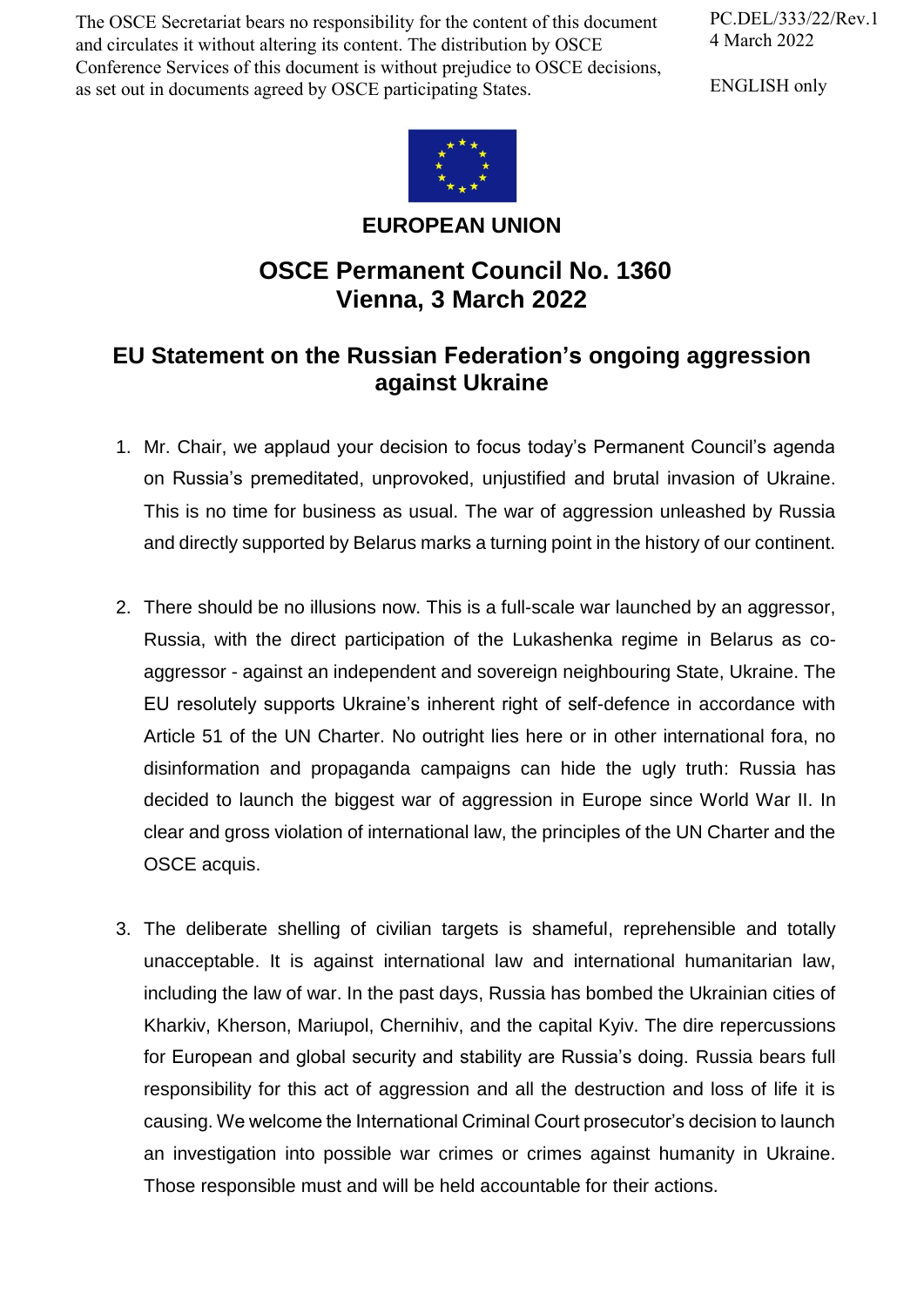The OSCE Secretariat bears no responsibility for the content of this document and circulates it without altering its content. The distribution by OSCE Conference Services of this document is without prejudice to OSCE decisions, as set out in documents agreed by OSCE participating States.

PC.DEL/333/22/Rev.1
4 March 2022

ENGLISH only

**EUROPEAN UNION**

# OSCE Permanent Council No. 1360
# Vienna, 3 March 2022

## EU Statement on the Russian Federation's ongoing aggression against Ukraine

1. Mr. Chair, we applaud your decision to focus today's Permanent Council's agenda on Russia's premeditated, unprovoked, unjustified and brutal invasion of Ukraine. This is no time for business as usual. The war of aggression unleashed by Russia and directly supported by Belarus marks a turning point in the history of our continent.

2. There should be no illusions now. This is a full-scale war launched by an aggressor, Russia, with the direct participation of the Lukashenka regime in Belarus as co-aggressor - against an independent and sovereign neighbouring State, Ukraine. The EU resolutely supports Ukraine's inherent right of self-defence in accordance with Article 51 of the UN Charter. No outright lies here or in other international fora, no disinformation and propaganda campaigns can hide the ugly truth: Russia has decided to launch the biggest war of aggression in Europe since World War II. In clear and gross violation of international law, the principles of the UN Charter and the OSCE acquis.

3. The deliberate shelling of civilian targets is shameful, reprehensible and totally unacceptable. It is against international law and international humanitarian law, including the law of war. In the past days, Russia has bombed the Ukrainian cities of Kharkiv, Kherson, Mariupol, Chernihiv, and the capital Kyiv. The dire repercussions for European and global security and stability are Russia's doing. Russia bears full responsibility for this act of aggression and all the destruction and loss of life it is causing. We welcome the International Criminal Court prosecutor's decision to launch an investigation into possible war crimes or crimes against humanity in Ukraine. Those responsible must and will be held accountable for their actions.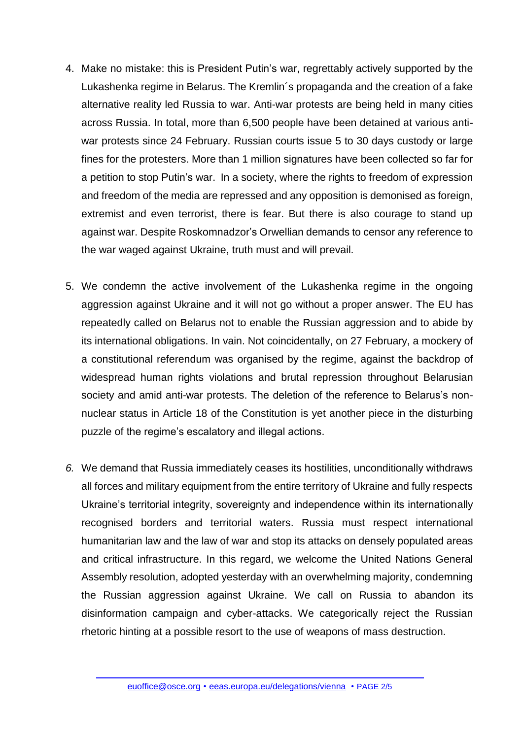4. Make no mistake: this is President Putin's war, regrettably actively supported by the Lukashenka regime in Belarus. The Kremlin´s propaganda and the creation of a fake alternative reality led Russia to war. Anti-war protests are being held in many cities across Russia. In total, more than 6,500 people have been detained at various anti-war protests since 24 February. Russian courts issue 5 to 30 days custody or large fines for the protesters. More than 1 million signatures have been collected so far for a petition to stop Putin's war. In a society, where the rights to freedom of expression and freedom of the media are repressed and any opposition is demonised as foreign, extremist and even terrorist, there is fear. But there is also courage to stand up against war. Despite Roskomnadzor's Orwellian demands to censor any reference to the war waged against Ukraine, truth must and will prevail.

5. We condemn the active involvement of the Lukashenka regime in the ongoing aggression against Ukraine and it will not go without a proper answer. The EU has repeatedly called on Belarus not to enable the Russian aggression and to abide by its international obligations. In vain. Not coincidentally, on 27 February, a mockery of a constitutional referendum was organised by the regime, against the backdrop of widespread human rights violations and brutal repression throughout Belarusian society and amid anti-war protests. The deletion of the reference to Belarus's non-nuclear status in Article 18 of the Constitution is yet another piece in the disturbing puzzle of the regime's escalatory and illegal actions.

6. We demand that Russia immediately ceases its hostilities, unconditionally withdraws all forces and military equipment from the entire territory of Ukraine and fully respects Ukraine's territorial integrity, sovereignty and independence within its internationally recognised borders and territorial waters. Russia must respect international humanitarian law and the law of war and stop its attacks on densely populated areas and critical infrastructure. In this regard, we welcome the United Nations General Assembly resolution, adopted yesterday with an overwhelming majority, condemning the Russian aggression against Ukraine. We call on Russia to abandon its disinformation campaign and cyber-attacks. We categorically reject the Russian rhetoric hinting at a possible resort to the use of weapons of mass destruction.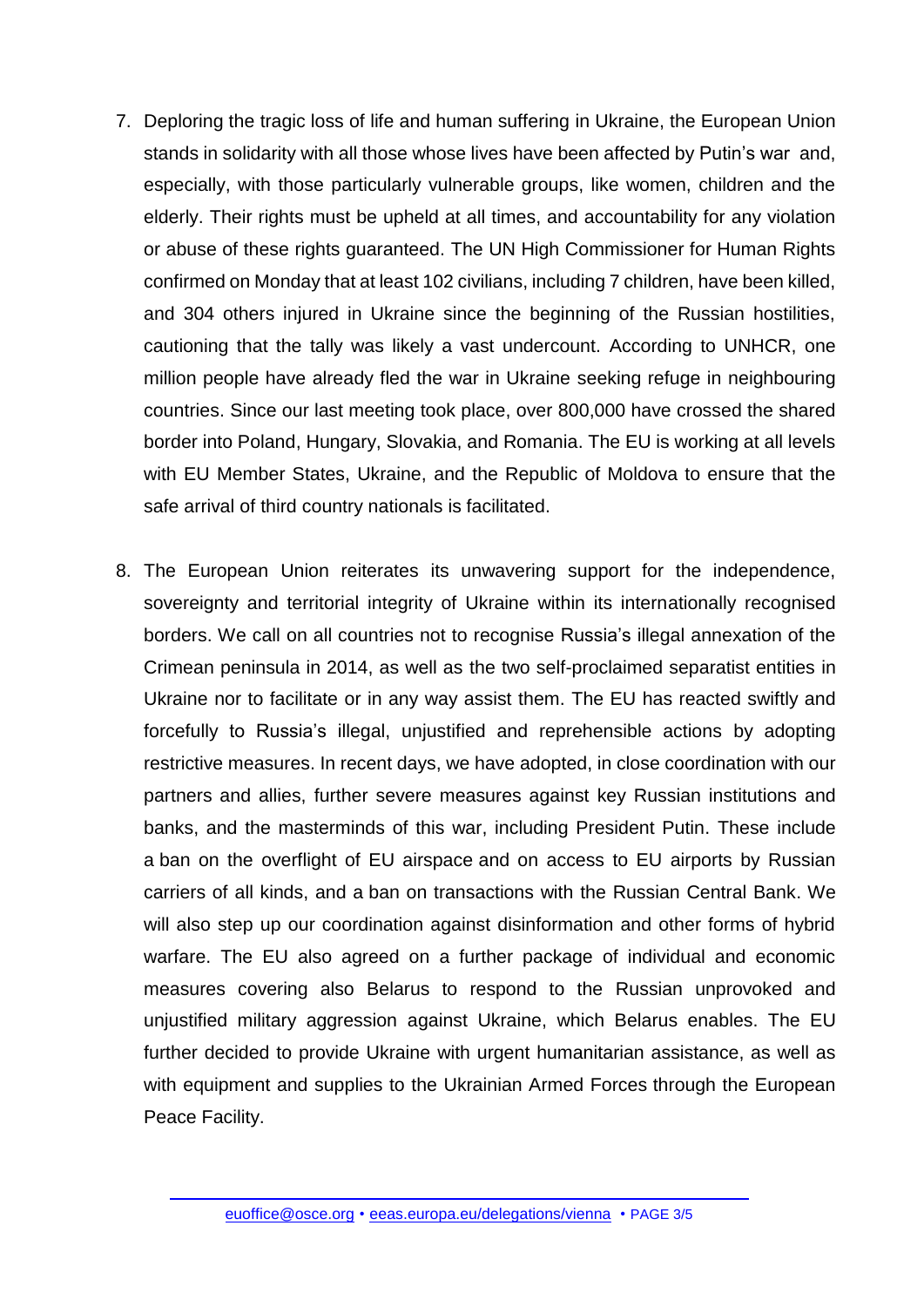7. Deploring the tragic loss of life and human suffering in Ukraine, the European Union stands in solidarity with all those whose lives have been affected by Putin's war and, especially, with those particularly vulnerable groups, like women, children and the elderly. Their rights must be upheld at all times, and accountability for any violation or abuse of these rights guaranteed. The UN High Commissioner for Human Rights confirmed on Monday that at least 102 civilians, including 7 children, have been killed, and 304 others injured in Ukraine since the beginning of the Russian hostilities, cautioning that the tally was likely a vast undercount. According to UNHCR, one million people have already fled the war in Ukraine seeking refuge in neighbouring countries. Since our last meeting took place, over 800,000 have crossed the shared border into Poland, Hungary, Slovakia, and Romania. The EU is working at all levels with EU Member States, Ukraine, and the Republic of Moldova to ensure that the safe arrival of third country nationals is facilitated.

8. The European Union reiterates its unwavering support for the independence, sovereignty and territorial integrity of Ukraine within its internationally recognised borders. We call on all countries not to recognise Russia's illegal annexation of the Crimean peninsula in 2014, as well as the two self-proclaimed separatist entities in Ukraine nor to facilitate or in any way assist them. The EU has reacted swiftly and forcefully to Russia's illegal, unjustified and reprehensible actions by adopting restrictive measures. In recent days, we have adopted, in close coordination with our partners and allies, further severe measures against key Russian institutions and banks, and the masterminds of this war, including President Putin. These include a ban on the overflight of EU airspace and on access to EU airports by Russian carriers of all kinds, and a ban on transactions with the Russian Central Bank. We will also step up our coordination against disinformation and other forms of hybrid warfare. The EU also agreed on a further package of individual and economic measures covering also Belarus to respond to the Russian unprovoked and unjustified military aggression against Ukraine, which Belarus enables. The EU further decided to provide Ukraine with urgent humanitarian assistance, as well as with equipment and supplies to the Ukrainian Armed Forces through the European Peace Facility.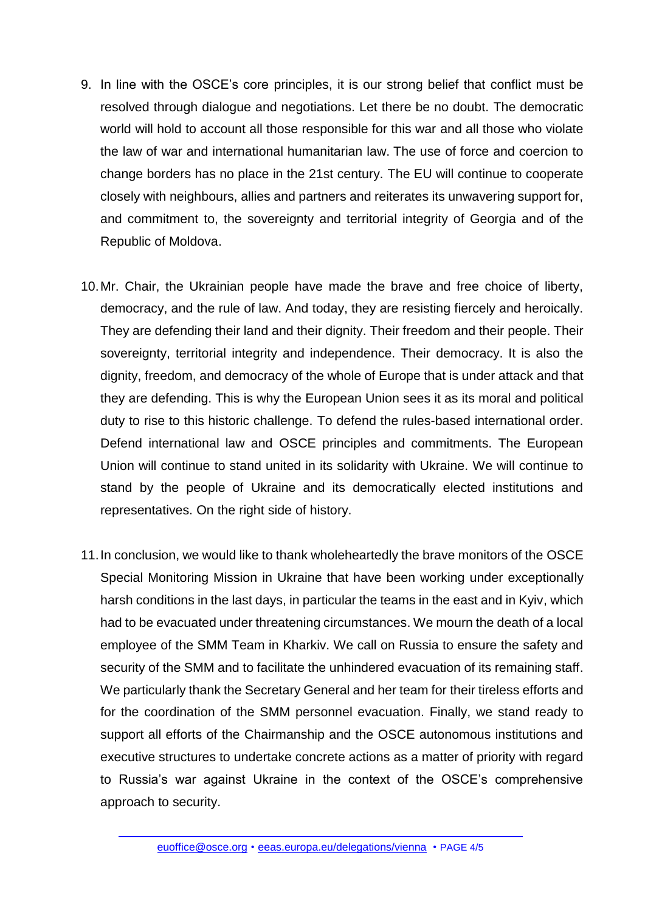9. In line with the OSCE's core principles, it is our strong belief that conflict must be resolved through dialogue and negotiations. Let there be no doubt. The democratic world will hold to account all those responsible for this war and all those who violate the law of war and international humanitarian law. The use of force and coercion to change borders has no place in the 21st century. The EU will continue to cooperate closely with neighbours, allies and partners and reiterates its unwavering support for, and commitment to, the sovereignty and territorial integrity of Georgia and of the Republic of Moldova.

10. Mr. Chair, the Ukrainian people have made the brave and free choice of liberty, democracy, and the rule of law. And today, they are resisting fiercely and heroically. They are defending their land and their dignity. Their freedom and their people. Their sovereignty, territorial integrity and independence. Their democracy. It is also the dignity, freedom, and democracy of the whole of Europe that is under attack and that they are defending. This is why the European Union sees it as its moral and political duty to rise to this historic challenge. To defend the rules-based international order. Defend international law and OSCE principles and commitments. The European Union will continue to stand united in its solidarity with Ukraine. We will continue to stand by the people of Ukraine and its democratically elected institutions and representatives. On the right side of history.

11. In conclusion, we would like to thank wholeheartedly the brave monitors of the OSCE Special Monitoring Mission in Ukraine that have been working under exceptionally harsh conditions in the last days, in particular the teams in the east and in Kyiv, which had to be evacuated under threatening circumstances. We mourn the death of a local employee of the SMM Team in Kharkiv. We call on Russia to ensure the safety and security of the SMM and to facilitate the unhindered evacuation of its remaining staff. We particularly thank the Secretary General and her team for their tireless efforts and for the coordination of the SMM personnel evacuation. Finally, we stand ready to support all efforts of the Chairmanship and the OSCE autonomous institutions and executive structures to undertake concrete actions as a matter of priority with regard to Russia's war against Ukraine in the context of the OSCE's comprehensive approach to security.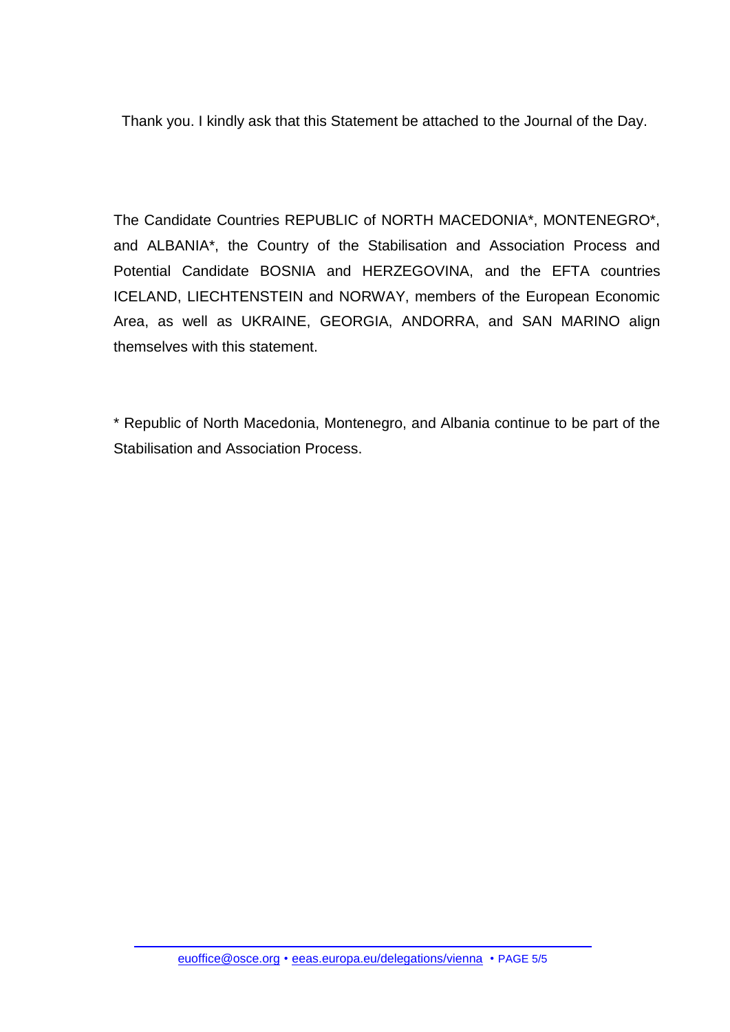Thank you. I kindly ask that this Statement be attached to the Journal of the Day.

The Candidate Countries REPUBLIC of NORTH MACEDONIA*, MONTENEGRO*, and ALBANIA*, the Country of the Stabilisation and Association Process and Potential Candidate BOSNIA and HERZEGOVINA, and the EFTA countries ICELAND, LIECHTENSTEIN and NORWAY, members of the European Economic Area, as well as UKRAINE, GEORGIA, ANDORRA, and SAN MARINO align themselves with this statement.

* Republic of North Macedonia, Montenegro, and Albania continue to be part of the Stabilisation and Association Process.